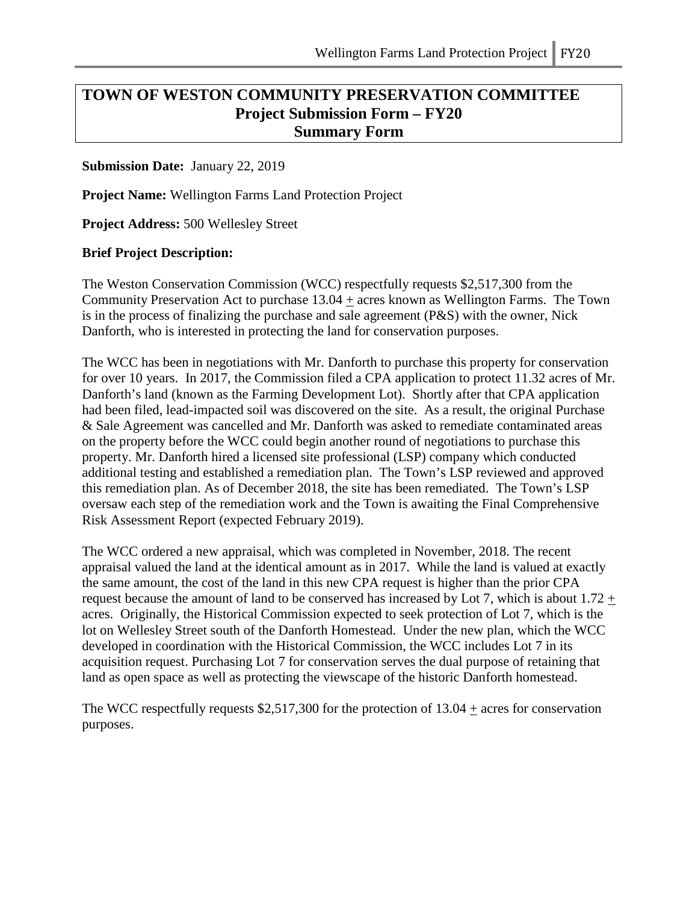# TOWN OF WESTON COMMUNITY PRESERVATION COMMITTEE
## Project Submission Form – FY20
## Summary Form

**Submission Date:** January 22, 2019

**Project Name:** Wellington Farms Land Protection Project

**Project Address:** 500 Wellesley Street

**Brief Project Description:**

The Weston Conservation Commission (WCC) respectfully requests $2,517,300 from the Community Preservation Act to purchase 13.04 ± acres known as Wellington Farms. The Town is in the process of finalizing the purchase and sale agreement (P&S) with the owner, Nick Danforth, who is interested in protecting the land for conservation purposes.

The WCC has been in negotiations with Mr. Danforth to purchase this property for conservation for over 10 years. In 2017, the Commission filed a CPA application to protect 11.32 acres of Mr. Danforth's land (known as the Farming Development Lot). Shortly after that CPA application had been filed, lead-impacted soil was discovered on the site. As a result, the original Purchase & Sale Agreement was cancelled and Mr. Danforth was asked to remediate contaminated areas on the property before the WCC could begin another round of negotiations to purchase this property. Mr. Danforth hired a licensed site professional (LSP) company which conducted additional testing and established a remediation plan. The Town's LSP reviewed and approved this remediation plan. As of December 2018, the site has been remediated. The Town's LSP oversaw each step of the remediation work and the Town is awaiting the Final Comprehensive Risk Assessment Report (expected February 2019).

The WCC ordered a new appraisal, which was completed in November, 2018. The recent appraisal valued the land at the identical amount as in 2017. While the land is valued at exactly the same amount, the cost of the land in this new CPA request is higher than the prior CPA request because the amount of land to be conserved has increased by Lot 7, which is about 1.72 ± acres. Originally, the Historical Commission expected to seek protection of Lot 7, which is the lot on Wellesley Street south of the Danforth Homestead. Under the new plan, which the WCC developed in coordination with the Historical Commission, the WCC includes Lot 7 in its acquisition request. Purchasing Lot 7 for conservation serves the dual purpose of retaining that land as open space as well as protecting the viewscape of the historic Danforth homestead.

The WCC respectfully requests $2,517,300 for the protection of 13.04 ± acres for conservation purposes.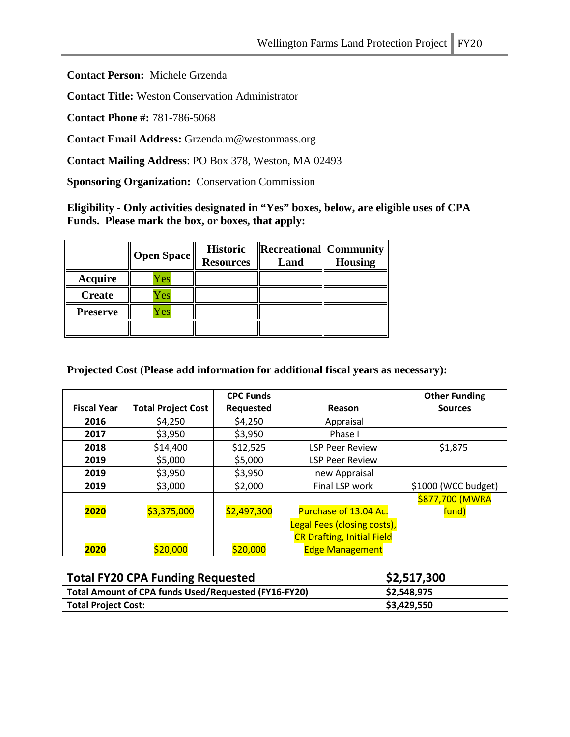**Contact Person:** Michele Grzenda

**Contact Title:** Weston Conservation Administrator

**Contact Phone #:** 781-786-5068

**Contact Email Address:** Grzenda.m@westonmass.org

**Contact Mailing Address**: PO Box 378, Weston, MA 02493

**Sponsoring Organization:** Conservation Commission

**Eligibility - Only activities designated in "Yes" boxes, below, are eligible uses of CPA Funds. Please mark the box, or boxes, that apply:**

| | Open Space | Historic Resources | Recreational Land | Community Housing |
|---|---|---|---|---|
| **Acquire** | Yes | | | |
| **Create** | Yes | | | |
| **Preserve** | Yes | | | |
| | | | | |

**Projected Cost (Please add information for additional fiscal years as necessary):**

| Fiscal Year | Total Project Cost | CPC Funds Requested | Reason | Other Funding Sources |
|---|---|---|---|---|
| 2016 | $4,250 | $4,250 | Appraisal | |
| 2017 | $3,950 | $3,950 | Phase I | |
| 2018 | $14,400 | $12,525 | LSP Peer Review | $1,875 |
| 2019 | $5,000 | $5,000 | LSP Peer Review | |
| 2019 | $3,950 | $3,950 | new Appraisal | |
| 2019 | $3,000 | $2,000 | Final LSP work | $1000 (WCC budget) |
| 2020 | $3,375,000 | $2,497,300 | Purchase of 13.04 Ac. | $877,700 (MWRA fund) |
| 2020 | $20,000 | $20,000 | Legal Fees (closing costs), CR Drafting, Initial Field Edge Management | |

| **Total FY20 CPA Funding Requested** | **$2,517,300** |
|---|---|
| **Total Amount of CPA funds Used/Requested (FY16-FY20)** | **$2,548,975** |
| **Total Project Cost:** | **$3,429,550** |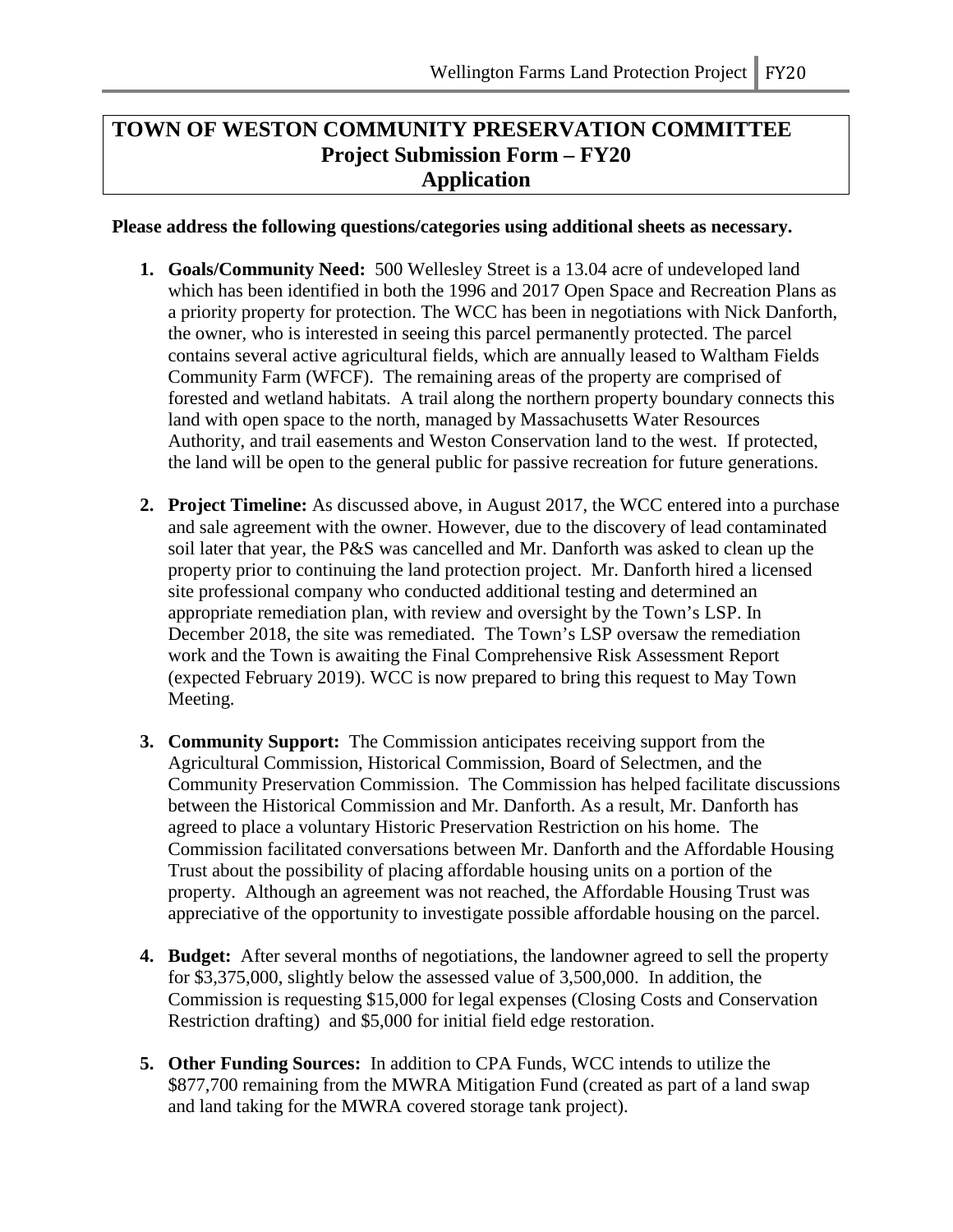# TOWN OF WESTON COMMUNITY PRESERVATION COMMITTEE
## Project Submission Form – FY20
## Application

**Please address the following questions/categories using additional sheets as necessary.**

1. **Goals/Community Need:** 500 Wellesley Street is a 13.04 acre of undeveloped land which has been identified in both the 1996 and 2017 Open Space and Recreation Plans as a priority property for protection. The WCC has been in negotiations with Nick Danforth, the owner, who is interested in seeing this parcel permanently protected. The parcel contains several active agricultural fields, which are annually leased to Waltham Fields Community Farm (WFCF). The remaining areas of the property are comprised of forested and wetland habitats. A trail along the northern property boundary connects this land with open space to the north, managed by Massachusetts Water Resources Authority, and trail easements and Weston Conservation land to the west. If protected, the land will be open to the general public for passive recreation for future generations.

2. **Project Timeline:** As discussed above, in August 2017, the WCC entered into a purchase and sale agreement with the owner. However, due to the discovery of lead contaminated soil later that year, the P&S was cancelled and Mr. Danforth was asked to clean up the property prior to continuing the land protection project. Mr. Danforth hired a licensed site professional company who conducted additional testing and determined an appropriate remediation plan, with review and oversight by the Town's LSP. In December 2018, the site was remediated. The Town's LSP oversaw the remediation work and the Town is awaiting the Final Comprehensive Risk Assessment Report (expected February 2019). WCC is now prepared to bring this request to May Town Meeting.

3. **Community Support:** The Commission anticipates receiving support from the Agricultural Commission, Historical Commission, Board of Selectmen, and the Community Preservation Commission. The Commission has helped facilitate discussions between the Historical Commission and Mr. Danforth. As a result, Mr. Danforth has agreed to place a voluntary Historic Preservation Restriction on his home. The Commission facilitated conversations between Mr. Danforth and the Affordable Housing Trust about the possibility of placing affordable housing units on a portion of the property. Although an agreement was not reached, the Affordable Housing Trust was appreciative of the opportunity to investigate possible affordable housing on the parcel.

4. **Budget:** After several months of negotiations, the landowner agreed to sell the property for $3,375,000, slightly below the assessed value of 3,500,000. In addition, the Commission is requesting $15,000 for legal expenses (Closing Costs and Conservation Restriction drafting) and $5,000 for initial field edge restoration.

5. **Other Funding Sources:** In addition to CPA Funds, WCC intends to utilize the $877,700 remaining from the MWRA Mitigation Fund (created as part of a land swap and land taking for the MWRA covered storage tank project).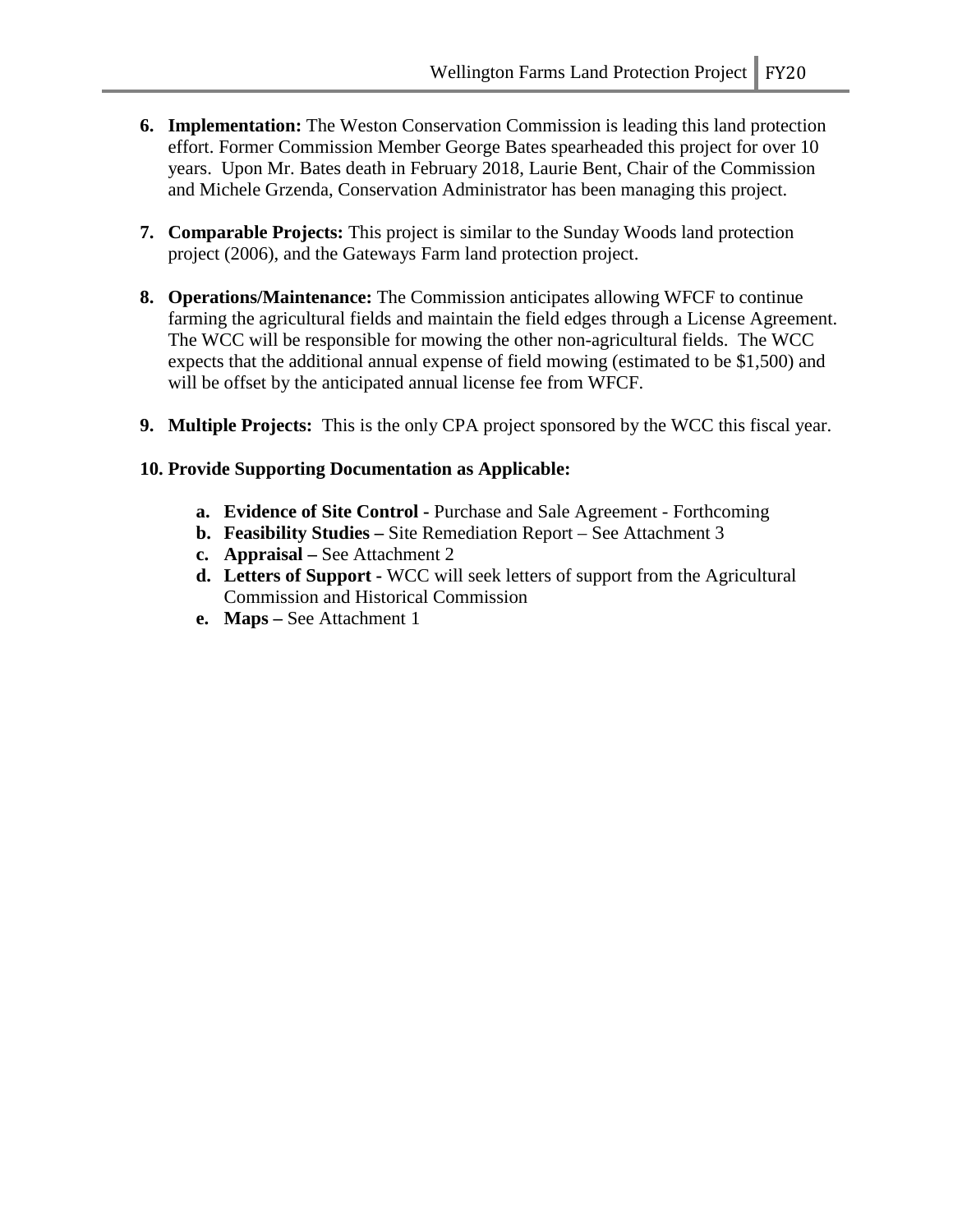6. **Implementation:** The Weston Conservation Commission is leading this land protection effort. Former Commission Member George Bates spearheaded this project for over 10 years. Upon Mr. Bates death in February 2018, Laurie Bent, Chair of the Commission and Michele Grzenda, Conservation Administrator has been managing this project.

7. **Comparable Projects:** This project is similar to the Sunday Woods land protection project (2006), and the Gateways Farm land protection project.

8. **Operations/Maintenance:** The Commission anticipates allowing WFCF to continue farming the agricultural fields and maintain the field edges through a License Agreement. The WCC will be responsible for mowing the other non-agricultural fields. The WCC expects that the additional annual expense of field mowing (estimated to be $1,500) and will be offset by the anticipated annual license fee from WFCF.

9. **Multiple Projects:** This is the only CPA project sponsored by the WCC this fiscal year.

10. **Provide Supporting Documentation as Applicable:**

    a. **Evidence of Site Control -** Purchase and Sale Agreement - Forthcoming
    b. **Feasibility Studies –** Site Remediation Report – See Attachment 3
    c. **Appraisal –** See Attachment 2
    d. **Letters of Support -** WCC will seek letters of support from the Agricultural Commission and Historical Commission
    e. **Maps –** See Attachment 1